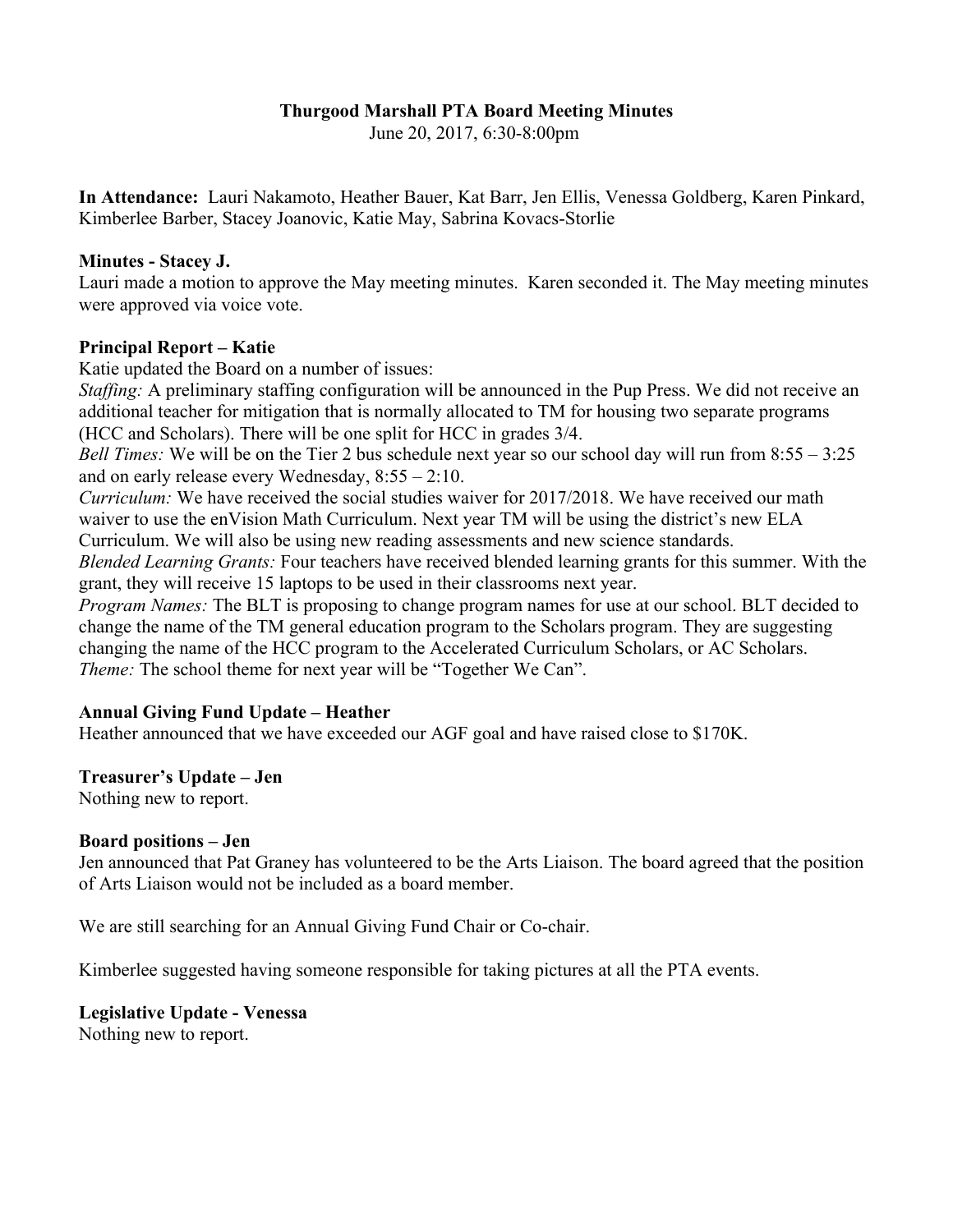# Thurgood Marshall PTA Board Meeting Minutes

June 20, 2017, 6:30-8:00pm

**In Attendance:** Lauri Nakamoto, Heather Bauer, Kat Barr, Jen Ellis, Venessa Goldberg, Karen Pinkard, Kimberlee Barber, Stacey Joanovic, Katie May, Sabrina Kovacs-Storlie

**Minutes - Stacey J.**

Lauri made a motion to approve the May meeting minutes. Karen seconded it. The May meeting minutes were approved via voice vote.

**Principal Report – Katie**

Katie updated the Board on a number of issues:

*Staffing:* A preliminary staffing configuration will be announced in the Pup Press. We did not receive an additional teacher for mitigation that is normally allocated to TM for housing two separate programs (HCC and Scholars). There will be one split for HCC in grades 3/4.

*Bell Times:* We will be on the Tier 2 bus schedule next year so our school day will run from 8:55 – 3:25 and on early release every Wednesday, 8:55 – 2:10.

*Curriculum:* We have received the social studies waiver for 2017/2018. We have received our math waiver to use the enVision Math Curriculum. Next year TM will be using the district's new ELA Curriculum. We will also be using new reading assessments and new science standards.

*Blended Learning Grants:* Four teachers have received blended learning grants for this summer. With the grant, they will receive 15 laptops to be used in their classrooms next year.

*Program Names:* The BLT is proposing to change program names for use at our school. BLT decided to change the name of the TM general education program to the Scholars program. They are suggesting changing the name of the HCC program to the Accelerated Curriculum Scholars, or AC Scholars.

*Theme:* The school theme for next year will be "Together We Can".

**Annual Giving Fund Update – Heather**

Heather announced that we have exceeded our AGF goal and have raised close to $170K.

**Treasurer's Update – Jen**

Nothing new to report.

**Board positions – Jen**

Jen announced that Pat Graney has volunteered to be the Arts Liaison. The board agreed that the position of Arts Liaison would not be included as a board member.

We are still searching for an Annual Giving Fund Chair or Co-chair.

Kimberlee suggested having someone responsible for taking pictures at all the PTA events.

**Legislative Update - Venessa**

Nothing new to report.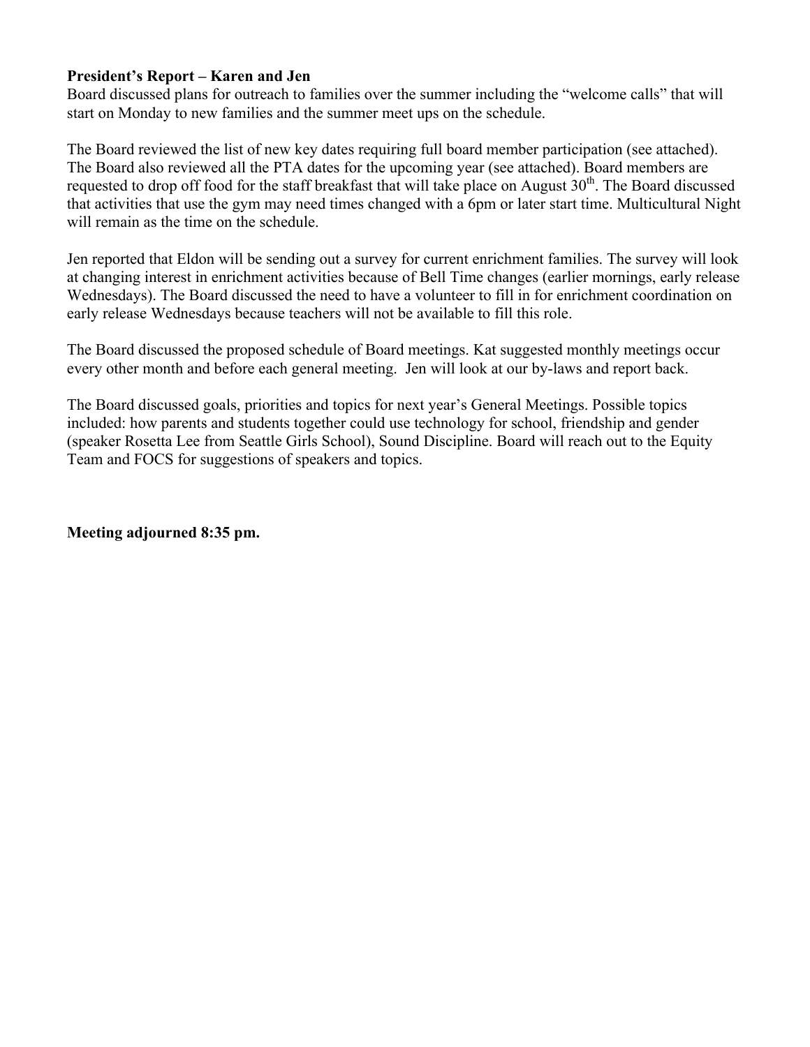**President's Report – Karen and Jen**

Board discussed plans for outreach to families over the summer including the "welcome calls" that will start on Monday to new families and the summer meet ups on the schedule.

The Board reviewed the list of new key dates requiring full board member participation (see attached). The Board also reviewed all the PTA dates for the upcoming year (see attached). Board members are requested to drop off food for the staff breakfast that will take place on August 30th. The Board discussed that activities that use the gym may need times changed with a 6pm or later start time. Multicultural Night will remain as the time on the schedule.

Jen reported that Eldon will be sending out a survey for current enrichment families. The survey will look at changing interest in enrichment activities because of Bell Time changes (earlier mornings, early release Wednesdays). The Board discussed the need to have a volunteer to fill in for enrichment coordination on early release Wednesdays because teachers will not be available to fill this role.

The Board discussed the proposed schedule of Board meetings. Kat suggested monthly meetings occur every other month and before each general meeting. Jen will look at our by-laws and report back.

The Board discussed goals, priorities and topics for next year's General Meetings. Possible topics included: how parents and students together could use technology for school, friendship and gender (speaker Rosetta Lee from Seattle Girls School), Sound Discipline. Board will reach out to the Equity Team and FOCS for suggestions of speakers and topics.

**Meeting adjourned 8:35 pm.**